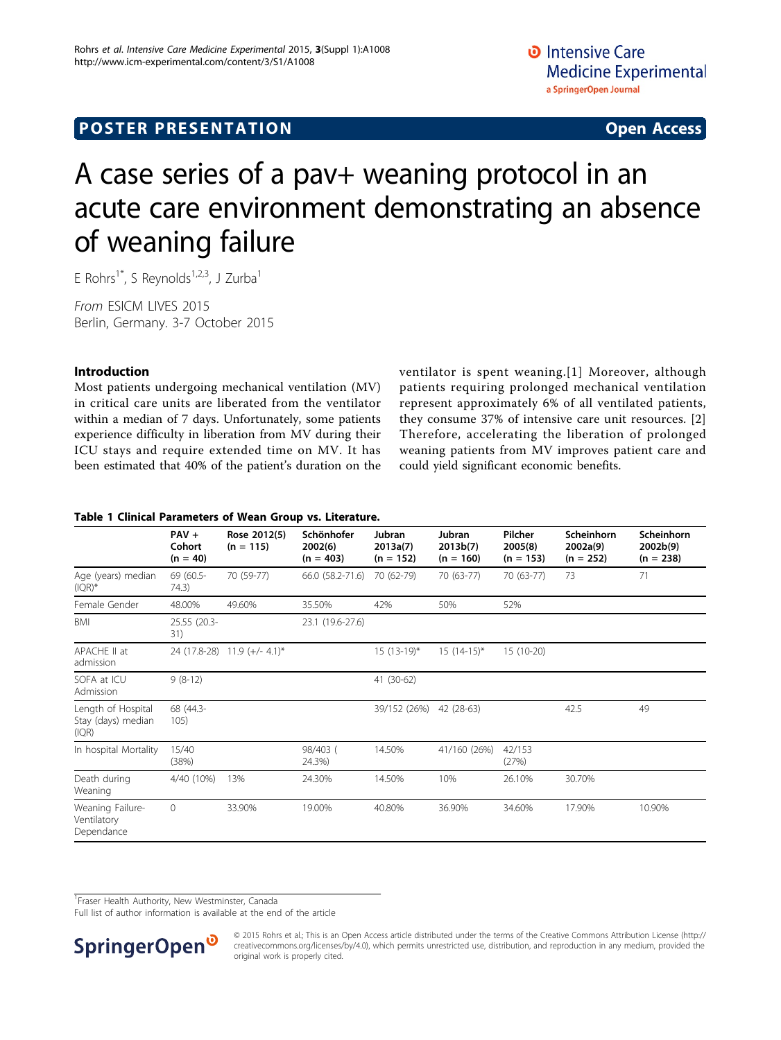POSTER PRESENTATION Open Access

# A case series of a pav+ weaning protocol in an acute care environment demonstrating an absence of weaning failure

E Rohrs[1*], S Reynolds[1,2,3], J Zurba[1]

*From* ESICM LIVES 2015
Berlin, Germany. 3-7 October 2015

## Introduction

Most patients undergoing mechanical ventilation (MV) in critical care units are liberated from the ventilator within a median of 7 days. Unfortunately, some patients experience difficulty in liberation from MV during their ICU stays and require extended time on MV. It has been estimated that 40% of the patient's duration on the ventilator is spent weaning.[1] Moreover, although patients requiring prolonged mechanical ventilation represent approximately 6% of all ventilated patients, they consume 37% of intensive care unit resources. [2] Therefore, accelerating the liberation of prolonged weaning patients from MV improves patient care and could yield significant economic benefits.

**Table 1 Clinical Parameters of Wean Group vs. Literature.**

| | PAV + Cohort (n = 40) | Rose 2012(5) (n = 115) | Schönhofer 2002(6) (n = 403) | Jubran 2013a(7) (n = 152) | Jubran 2013b(7) (n = 160) | Pilcher 2005(8) (n = 153) | Scheinhorn 2002a(9) (n = 252) | Scheinhorn 2002b(9) (n = 238) |
|---|---|---|---|---|---|---|---|---|
| Age (years) median (IQR)* | 69 (60.5-74.3) | 70 (59-77) | 66.0 (58.2-71.6) | 70 (62-79) | 70 (63-77) | 70 (63-77) | 73 | 71 |
| Female Gender | 48.00% | 49.60% | 35.50% | 42% | 50% | 52% | | |
| BMI | 25.55 (20.3-31) | | 23.1 (19.6-27.6) | | | | | |
| APACHE II at admission | 24 (17.8-28) | 11.9 (+/- 4.1)* | | 15 (13-19)* | 15 (14-15)* | 15 (10-20) | | |
| SOFA at ICU Admission | 9 (8-12) | | | 41 (30-62) | | | | |
| Length of Hospital Stay (days) median (IQR) | 68 (44.3-105) | | | 39/152 (26%) | 42 (28-63) | | 42.5 | 49 |
| In hospital Mortality | 15/40 (38%) | | 98/403 ( 24.3%) | 14.50% | 41/160 (26%) | 42/153 (27%) | | |
| Death during Weaning | 4/40 (10%) | 13% | 24.30% | 14.50% | 10% | 26.10% | 30.70% | |
| Weaning Failure-Ventilatory Dependance | 0 | 33.90% | 19.00% | 40.80% | 36.90% | 34.60% | 17.90% | 10.90% |

[1]Fraser Health Authority, New Westminster, Canada
Full list of author information is available at the end of the article

© 2015 Rohrs et al.; This is an Open Access article distributed under the terms of the Creative Commons Attribution License (http://creativecommons.org/licenses/by/4.0), which permits unrestricted use, distribution, and reproduction in any medium, provided the original work is properly cited.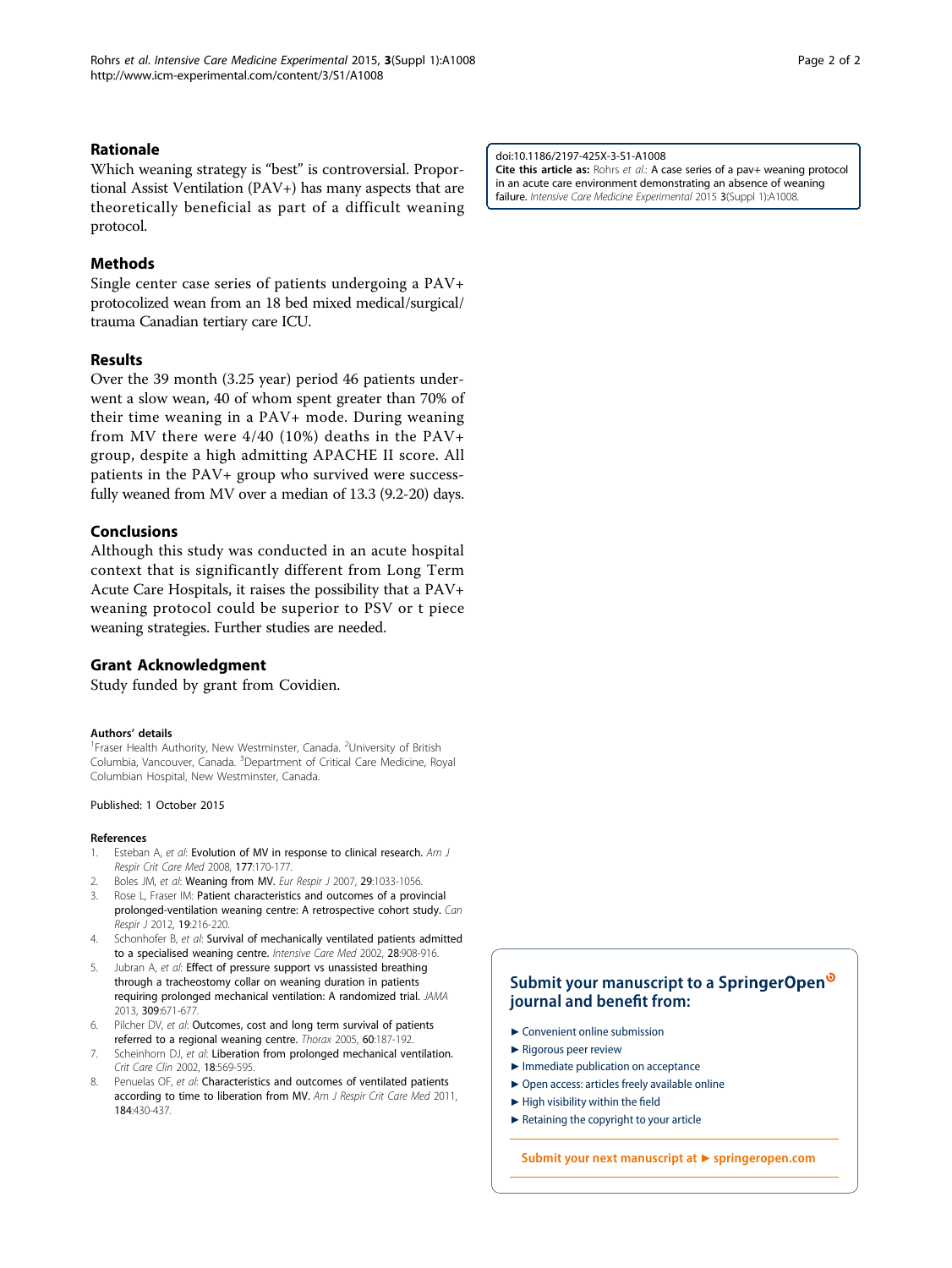## Rationale

Which weaning strategy is "best" is controversial. Proportional Assist Ventilation (PAV+) has many aspects that are theoretically beneficial as part of a difficult weaning protocol.

## Methods

Single center case series of patients undergoing a PAV+ protocolized wean from an 18 bed mixed medical/surgical/trauma Canadian tertiary care ICU.

## Results

Over the 39 month (3.25 year) period 46 patients underwent a slow wean, 40 of whom spent greater than 70% of their time weaning in a PAV+ mode. During weaning from MV there were 4/40 (10%) deaths in the PAV+ group, despite a high admitting APACHE II score. All patients in the PAV+ group who survived were successfully weaned from MV over a median of 13.3 (9.2-20) days.

## Conclusions

Although this study was conducted in an acute hospital context that is significantly different from Long Term Acute Care Hospitals, it raises the possibility that a PAV+ weaning protocol could be superior to PSV or t piece weaning strategies. Further studies are needed.

## Grant Acknowledgment

Study funded by grant from Covidien.

#### Authors' details

[1]Fraser Health Authority, New Westminster, Canada. [2]University of British Columbia, Vancouver, Canada. [3]Department of Critical Care Medicine, Royal Columbian Hospital, New Westminster, Canada.

Published: 1 October 2015

#### References

1. Esteban A, *et al*: **Evolution of MV in response to clinical research.** *Am J Respir Crit Care Med* 2008, **177**:170-177.
2. Boles JM, *et al*: **Weaning from MV.** *Eur Respir J* 2007, **29**:1033-1056.
3. Rose L, Fraser IM: **Patient characteristics and outcomes of a provincial prolonged-ventilation weaning centre: A retrospective cohort study.** *Can Respir J* 2012, **19**:216-220.
4. Schonhofer B, *et al*: **Survival of mechanically ventilated patients admitted to a specialised weaning centre.** *Intensive Care Med* 2002, **28**:908-916.
5. Jubran A, *et al*: **Effect of pressure support vs unassisted breathing through a tracheostomy collar on weaning duration in patients requiring prolonged mechanical ventilation: A randomized trial.** *JAMA* 2013, **309**:671-677.
6. Pilcher DV, *et al*: **Outcomes, cost and long term survival of patients referred to a regional weaning centre.** *Thorax* 2005, **60**:187-192.
7. Scheinhorn DJ, *et al*: **Liberation from prolonged mechanical ventilation.** *Crit Care Clin* 2002, **18**:569-595.
8. Penuelas OF, *et al*: **Characteristics and outcomes of ventilated patients according to time to liberation from MV.** *Am J Respir Crit Care Med* 2011, **184**:430-437.

doi:10.1186/2197-425X-3-S1-A1008

**Cite this article as:** Rohrs *et al.*: A case series of a pav+ weaning protocol in an acute care environment demonstrating an absence of weaning failure. *Intensive Care Medicine Experimental* 2015 **3**(Suppl 1):A1008.

**Submit your manuscript to a SpringerOpen journal and benefit from:**

- ► Convenient online submission
- ► Rigorous peer review
- ► Immediate publication on acceptance
- ► Open access: articles freely available online
- ► High visibility within the field
- ► Retaining the copyright to your article

**Submit your next manuscript at ► springeropen.com**